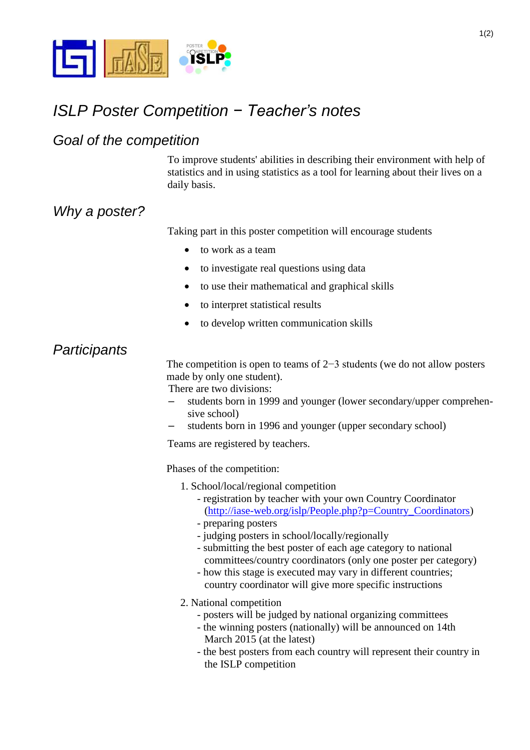# ISLP Poster Competition − Teacher's notes

## Goal of the competition

To improve students' abilities in describing their environment with help of statistics and in using statistics as a tool for learning about their lives on a daily basis.

## Why a poster?

Taking part in this poster competition will encourage students

- to work as a team
- to investigate real questions using data
- to use their mathematical and graphical skills
- to interpret statistical results
- to develop written communication skills

## Participants

The competition is open to teams of 2−3 students (we do not allow posters made by only one student).

There are two divisions:

- students born in 1999 and younger (lower secondary/upper comprehensive school)
- students born in 1996 and younger (upper secondary school)

Teams are registered by teachers.

Phases of the competition:

1. School/local/regional competition
   - registration by teacher with your own Country Coordinator (http://iase-web.org/islp/People.php?p=Country_Coordinators)
   - preparing posters
   - judging posters in school/locally/regionally
   - submitting the best poster of each age category to national committees/country coordinators (only one poster per category)
   - how this stage is executed may vary in different countries; country coordinator will give more specific instructions
2. National competition
   - posters will be judged by national organizing committees
   - the winning posters (nationally) will be announced on 14th March 2015 (at the latest)
   - the best posters from each country will represent their country in the ISLP competition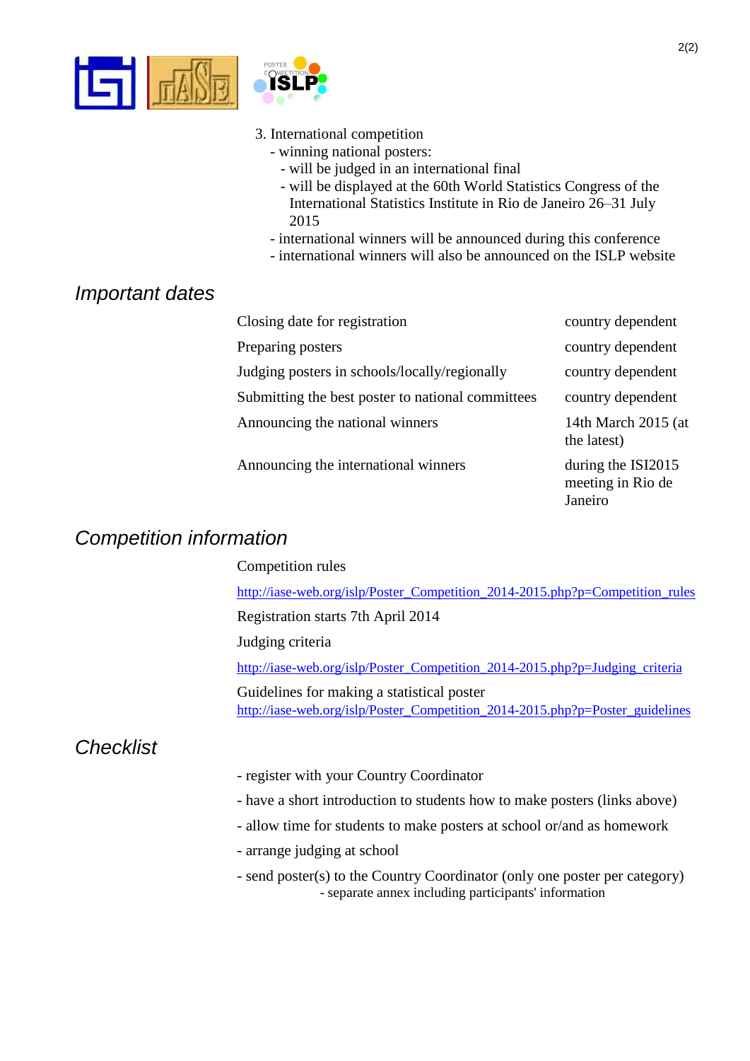3. International competition
   - winning national posters:
     - will be judged in an international final
     - will be displayed at the 60th World Statistics Congress of the International Statistics Institute in Rio de Janeiro 26–31 July 2015
   - international winners will be announced during this conference
   - international winners will also be announced on the ISLP website

## Important dates

| | |
|---|---|
| Closing date for registration | country dependent |
| Preparing posters | country dependent |
| Judging posters in schools/locally/regionally | country dependent |
| Submitting the best poster to national committees | country dependent |
| Announcing the national winners | 14th March 2015 (at the latest) |
| Announcing the international winners | during the ISI2015 meeting in Rio de Janeiro |

## Competition information

Competition rules

http://iase-web.org/islp/Poster_Competition_2014-2015.php?p=Competition_rules

Registration starts 7th April 2014

Judging criteria

http://iase-web.org/islp/Poster_Competition_2014-2015.php?p=Judging_criteria

Guidelines for making a statistical poster
http://iase-web.org/islp/Poster_Competition_2014-2015.php?p=Poster_guidelines

## Checklist

- register with your Country Coordinator
- have a short introduction to students how to make posters (links above)
- allow time for students to make posters at school or/and as homework
- arrange judging at school
- send poster(s) to the Country Coordinator (only one poster per category)
  - separate annex including participants' information